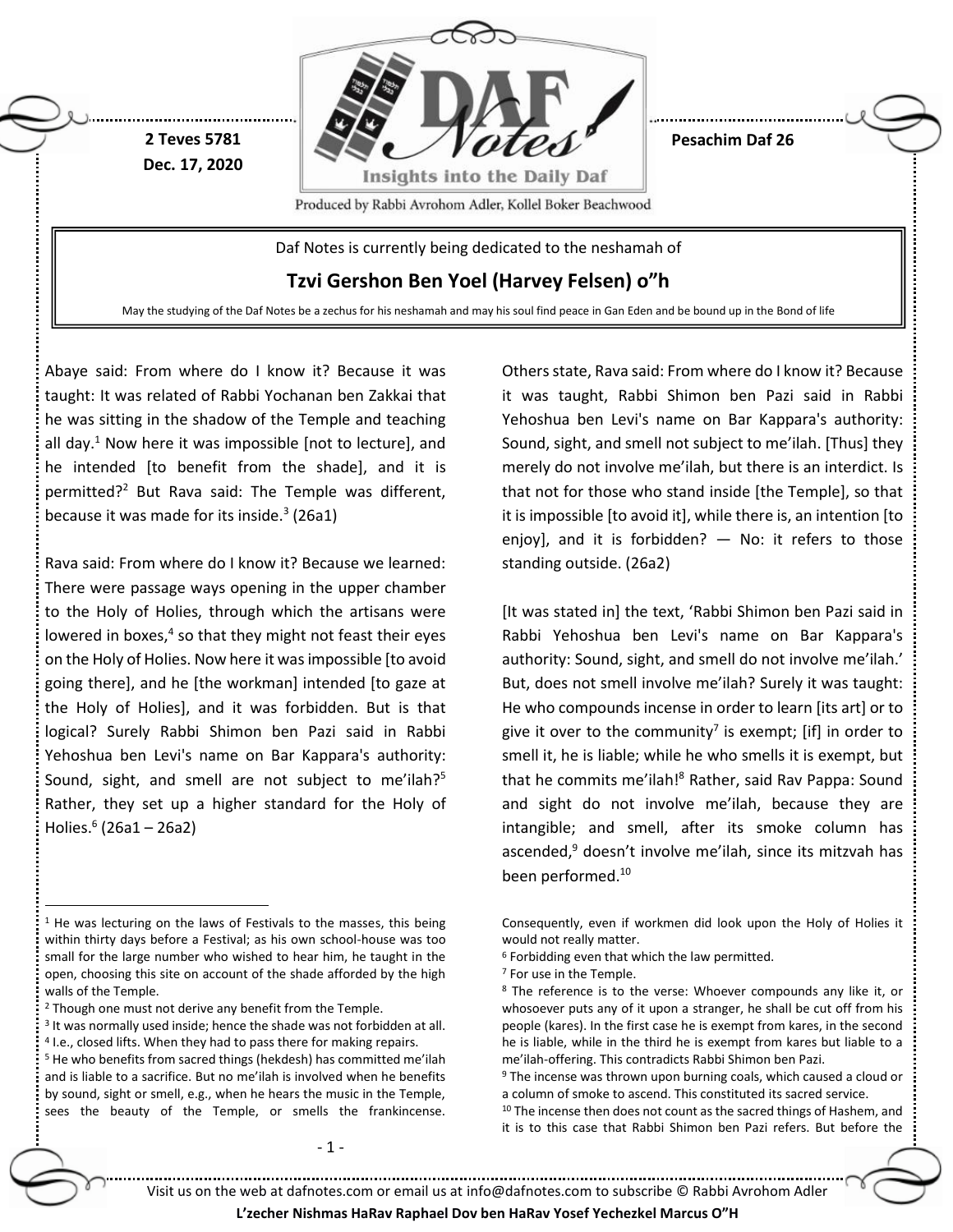2 Teves 5781
Dec. 17, 2020

Pesachim Daf 26

Produced by Rabbi Avrohom Adler, Kollel Boker Beachwood

Daf Notes is currently being dedicated to the neshamah of

**Tzvi Gershon Ben Yoel (Harvey Felsen) o"h**

May the studying of the Daf Notes be a zechus for his neshamah and may his soul find peace in Gan Eden and be bound up in the Bond of life

Abaye said: From where do I know it? Because it was taught: It was related of Rabbi Yochanan ben Zakkai that he was sitting in the shadow of the Temple and teaching all day.[1] Now here it was impossible [not to lecture], and he intended [to benefit from the shade], and it is permitted?[2] But Rava said: The Temple was different, because it was made for its inside.[3] (26a1)

Rava said: From where do I know it? Because we learned: There were passage ways opening in the upper chamber to the Holy of Holies, through which the artisans were lowered in boxes,[4] so that they might not feast their eyes on the Holy of Holies. Now here it was impossible [to avoid going there], and he [the workman] intended [to gaze at the Holy of Holies], and it was forbidden. But is that logical? Surely Rabbi Shimon ben Pazi said in Rabbi Yehoshua ben Levi's name on Bar Kappara's authority: Sound, sight, and smell are not subject to me'ilah?[5] Rather, they set up a higher standard for the Holy of Holies.[6] (26a1 – 26a2)

Others state, Rava said: From where do I know it? Because it was taught, Rabbi Shimon ben Pazi said in Rabbi Yehoshua ben Levi's name on Bar Kappara's authority: Sound, sight, and smell not subject to me'ilah. [Thus] they merely do not involve me'ilah, but there is an interdict. Is that not for those who stand inside [the Temple], so that it is impossible [to avoid it], while there is, an intention [to enjoy], and it is forbidden? — No: it refers to those standing outside. (26a2)

[It was stated in] the text, 'Rabbi Shimon ben Pazi said in Rabbi Yehoshua ben Levi's name on Bar Kappara's authority: Sound, sight, and smell do not involve me'ilah.' But, does not smell involve me'ilah? Surely it was taught: He who compounds incense in order to learn [its art] or to give it over to the community[7] is exempt; [if] in order to smell it, he is liable; while he who smells it is exempt, but that he commits me'ilah![8] Rather, said Rav Pappa: Sound and sight do not involve me'ilah, because they are intangible; and smell, after its smoke column has ascended,[9] doesn't involve me'ilah, since its mitzvah has been performed.[10]

---

[1] He was lecturing on the laws of Festivals to the masses, this being within thirty days before a Festival; as his own school-house was too small for the large number who wished to hear him, he taught in the open, choosing this site on account of the shade afforded by the high walls of the Temple.

[2] Though one must not derive any benefit from the Temple.

[3] It was normally used inside; hence the shade was not forbidden at all.

[4] I.e., closed lifts. When they had to pass there for making repairs.

[5] He who benefits from sacred things (hekdesh) has committed me'ilah and is liable to a sacrifice. But no me'ilah is involved when he benefits by sound, sight or smell, e.g., when he hears the music in the Temple, sees the beauty of the Temple, or smells the frankincense. Consequently, even if workmen did look upon the Holy of Holies it would not really matter.

[6] Forbidding even that which the law permitted.

[7] For use in the Temple.

[8] The reference is to the verse: Whoever compounds any like it, or whosoever puts any of it upon a stranger, he shall be cut off from his people (kares). In the first case he is exempt from kares, in the second he is liable, while in the third he is exempt from kares but liable to a me'ilah-offering. This contradicts Rabbi Shimon ben Pazi.

[9] The incense was thrown upon burning coals, which caused a cloud or a column of smoke to ascend. This constituted its sacred service.

[10] The incense then does not count as the sacred things of Hashem, and it is to this case that Rabbi Shimon ben Pazi refers. But before the

Visit us on the web at dafnotes.com or email us at info@dafnotes.com to subscribe © Rabbi Avrohom Adler

**L'zecher Nishmas HaRav Raphael Dov ben HaRav Yosef Yechezkel Marcus O"H**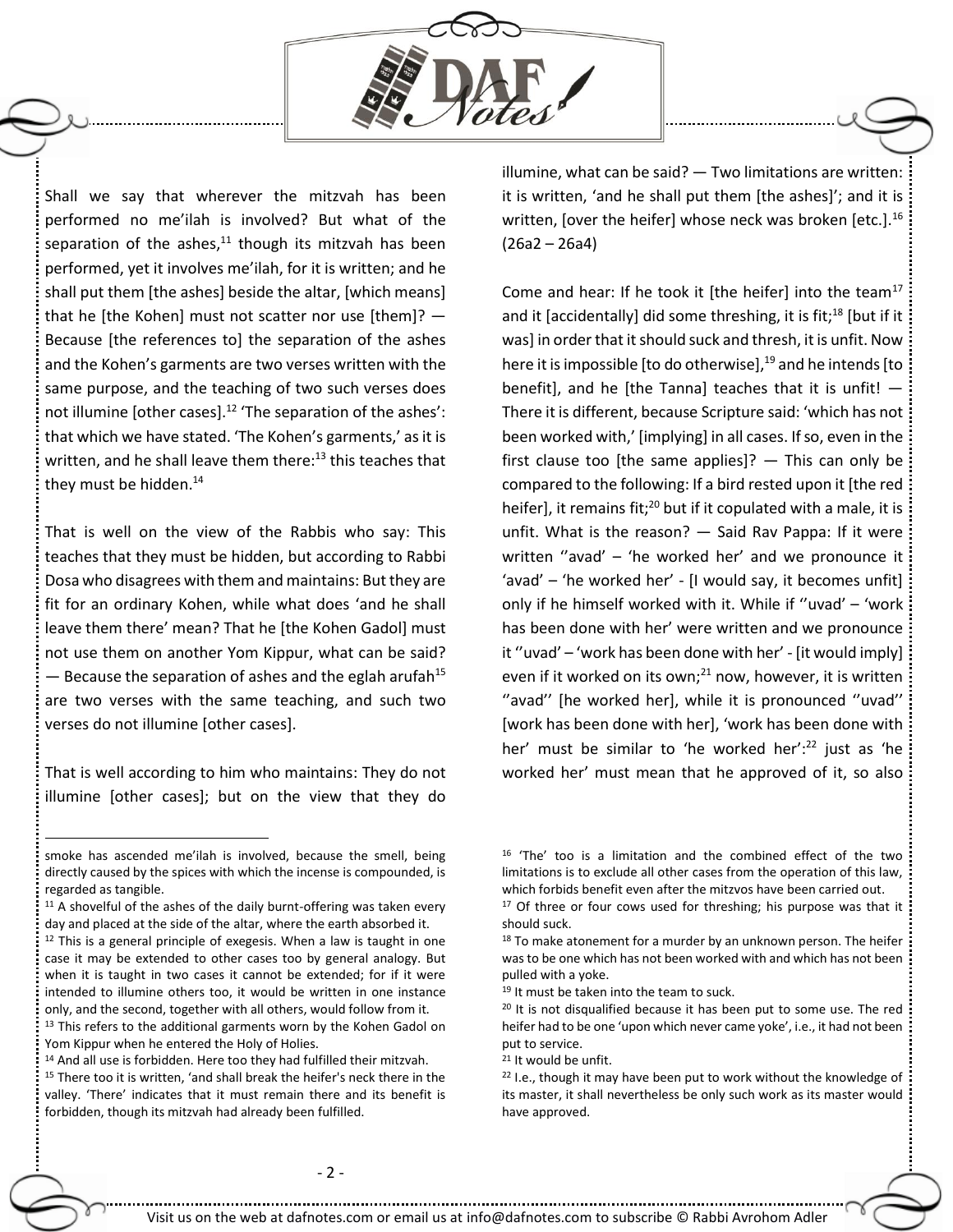Shall we say that wherever the mitzvah has been performed no me'ilah is involved? But what of the separation of the ashes,[11] though its mitzvah has been performed, yet it involves me'ilah, for it is written; and he shall put them [the ashes] beside the altar, [which means] that he [the Kohen] must not scatter nor use [them]? — Because [the references to] the separation of the ashes and the Kohen's garments are two verses written with the same purpose, and the teaching of two such verses does not illumine [other cases].[12] 'The separation of the ashes': that which we have stated. 'The Kohen's garments,' as it is written, and he shall leave them there:[13] this teaches that they must be hidden.[14]

That is well on the view of the Rabbis who say: This teaches that they must be hidden, but according to Rabbi Dosa who disagrees with them and maintains: But they are fit for an ordinary Kohen, while what does 'and he shall leave them there' mean? That he [the Kohen Gadol] must not use them on another Yom Kippur, what can be said? — Because the separation of ashes and the eglah arufah[15] are two verses with the same teaching, and such two verses do not illumine [other cases].

That is well according to him who maintains: They do not illumine [other cases]; but on the view that they do illumine, what can be said? — Two limitations are written: it is written, 'and he shall put them [the ashes]'; and it is written, [over the heifer] whose neck was broken [etc.].[16] (26a2 – 26a4)

Come and hear: If he took it [the heifer] into the team[17] and it [accidentally] did some threshing, it is fit;[18] [but if it was] in order that it should suck and thresh, it is unfit. Now here it is impossible [to do otherwise],[19] and he intends [to benefit], and he [the Tanna] teaches that it is unfit! — There it is different, because Scripture said: 'which has not been worked with,' [implying] in all cases. If so, even in the first clause too [the same applies]? — This can only be compared to the following: If a bird rested upon it [the red heifer], it remains fit;[20] but if it copulated with a male, it is unfit. What is the reason? — Said Rav Pappa: If it were written ''avad' – 'he worked her' and we pronounce it 'avad' – 'he worked her' - [I would say, it becomes unfit] only if he himself worked with it. While if ''uvad' – 'work has been done with her' were written and we pronounce it ''uvad' – 'work has been done with her' - [it would imply] even if it worked on its own;[21] now, however, it is written ''avad'' [he worked her], while it is pronounced ''uvad'' [work has been done with her], 'work has been done with her' must be similar to 'he worked her':[22] just as 'he worked her' must mean that he approved of it, so also

---

smoke has ascended me'ilah is involved, because the smell, being directly caused by the spices with which the incense is compounded, is regarded as tangible.

[11] A shovelful of the ashes of the daily burnt-offering was taken every day and placed at the side of the altar, where the earth absorbed it.

[12] This is a general principle of exegesis. When a law is taught in one case it may be extended to other cases too by general analogy. But when it is taught in two cases it cannot be extended; for if it were intended to illumine others too, it would be written in one instance only, and the second, together with all others, would follow from it.

[13] This refers to the additional garments worn by the Kohen Gadol on Yom Kippur when he entered the Holy of Holies.

[14] And all use is forbidden. Here too they had fulfilled their mitzvah.

[15] There too it is written, 'and shall break the heifer's neck there in the valley. 'There' indicates that it must remain there and its benefit is forbidden, though its mitzvah had already been fulfilled.

[16] 'The' too is a limitation and the combined effect of the two limitations is to exclude all other cases from the operation of this law, which forbids benefit even after the mitzvos have been carried out.

[17] Of three or four cows used for threshing; his purpose was that it should suck.

[18] To make atonement for a murder by an unknown person. The heifer was to be one which has not been worked with and which has not been pulled with a yoke.

[19] It must be taken into the team to suck.

[20] It is not disqualified because it has been put to some use. The red heifer had to be one 'upon which never came yoke', i.e., it had not been put to service.

[21] It would be unfit.

[22] I.e., though it may have been put to work without the knowledge of its master, it shall nevertheless be only such work as its master would have approved.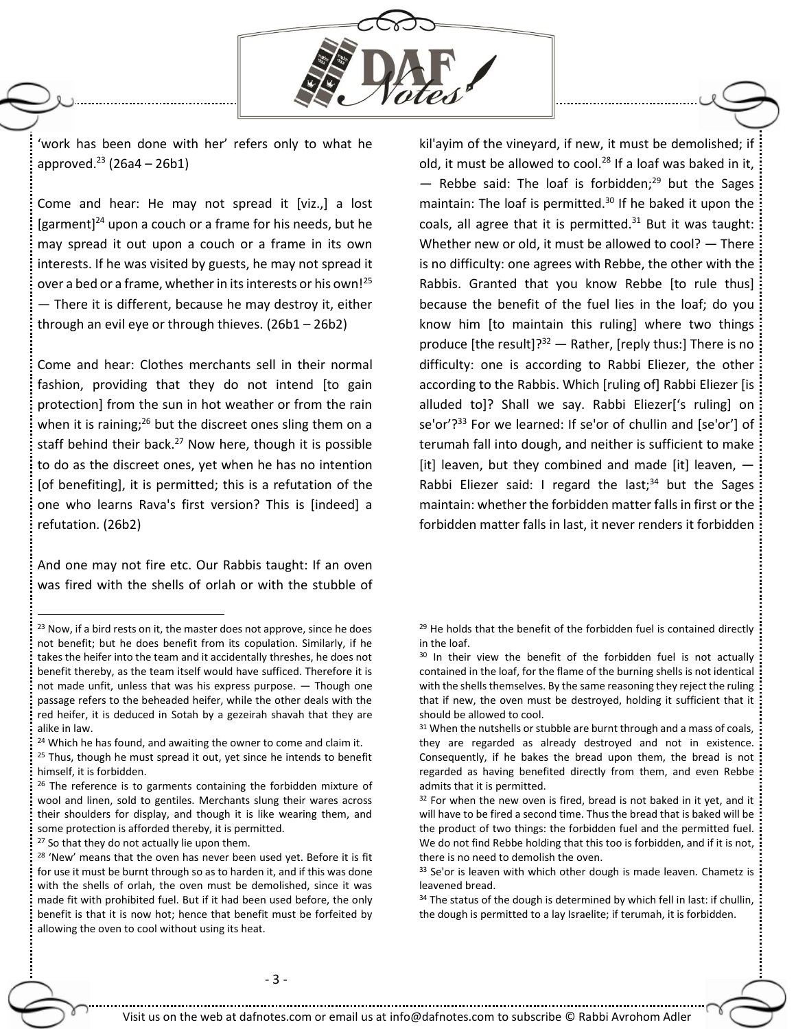'work has been done with her' refers only to what he approved.[23] (26a4 – 26b1)

Come and hear: He may not spread it [viz.,] a lost [garment][24] upon a couch or a frame for his needs, but he may spread it out upon a couch or a frame in its own interests. If he was visited by guests, he may not spread it over a bed or a frame, whether in its interests or his own![25] — There it is different, because he may destroy it, either through an evil eye or through thieves. (26b1 – 26b2)

Come and hear: Clothes merchants sell in their normal fashion, providing that they do not intend [to gain protection] from the sun in hot weather or from the rain when it is raining;[26] but the discreet ones sling them on a staff behind their back.[27] Now here, though it is possible to do as the discreet ones, yet when he has no intention [of benefiting], it is permitted; this is a refutation of the one who learns Rava's first version? This is [indeed] a refutation. (26b2)

And one may not fire etc. Our Rabbis taught: If an oven was fired with the shells of orlah or with the stubble of kil'ayim of the vineyard, if new, it must be demolished; if old, it must be allowed to cool.[28] If a loaf was baked in it, — Rebbe said: The loaf is forbidden;[29] but the Sages maintain: The loaf is permitted.[30] If he baked it upon the coals, all agree that it is permitted.[31] But it was taught: Whether new or old, it must be allowed to cool? — There is no difficulty: one agrees with Rebbe, the other with the Rabbis. Granted that you know Rebbe [to rule thus] because the benefit of the fuel lies in the loaf; do you know him [to maintain this ruling] where two things produce [the result]?[32] — Rather, [reply thus:] There is no difficulty: one is according to Rabbi Eliezer, the other according to the Rabbis. Which [ruling of] Rabbi Eliezer [is alluded to]? Shall we say. Rabbi Eliezer['s ruling] on se'or'?[33] For we learned: If se'or of chullin and [se'or'] of terumah fall into dough, and neither is sufficient to make [it] leaven, but they combined and made [it] leaven, — Rabbi Eliezer said: I regard the last;[34] but the Sages maintain: whether the forbidden matter falls in first or the forbidden matter falls in last, it never renders it forbidden

---

[23] Now, if a bird rests on it, the master does not approve, since he does not benefit; but he does benefit from its copulation. Similarly, if he takes the heifer into the team and it accidentally threshes, he does not benefit thereby, as the team itself would have sufficed. Therefore it is not made unfit, unless that was his express purpose. — Though one passage refers to the beheaded heifer, while the other deals with the red heifer, it is deduced in Sotah by a gezeirah shavah that they are alike in law.

[24] Which he has found, and awaiting the owner to come and claim it.

[25] Thus, though he must spread it out, yet since he intends to benefit himself, it is forbidden.

[26] The reference is to garments containing the forbidden mixture of wool and linen, sold to gentiles. Merchants slung their wares across their shoulders for display, and though it is like wearing them, and some protection is afforded thereby, it is permitted.

[27] So that they do not actually lie upon them.

[28] 'New' means that the oven has never been used yet. Before it is fit for use it must be burnt through so as to harden it, and if this was done with the shells of orlah, the oven must be demolished, since it was made fit with prohibited fuel. But if it had been used before, the only benefit is that it is now hot; hence that benefit must be forfeited by allowing the oven to cool without using its heat.

[29] He holds that the benefit of the forbidden fuel is contained directly in the loaf.

[30] In their view the benefit of the forbidden fuel is not actually contained in the loaf, for the flame of the burning shells is not identical with the shells themselves. By the same reasoning they reject the ruling that if new, the oven must be destroyed, holding it sufficient that it should be allowed to cool.

[31] When the nutshells or stubble are burnt through and a mass of coals, they are regarded as already destroyed and not in existence. Consequently, if he bakes the bread upon them, the bread is not regarded as having benefited directly from them, and even Rebbe admits that it is permitted.

[32] For when the new oven is fired, bread is not baked in it yet, and it will have to be fired a second time. Thus the bread that is baked will be the product of two things: the forbidden fuel and the permitted fuel. We do not find Rebbe holding that this too is forbidden, and if it is not, there is no need to demolish the oven.

[33] Se'or is leaven with which other dough is made leaven. Chametz is leavened bread.

[34] The status of the dough is determined by which fell in last: if chullin, the dough is permitted to a lay Israelite; if terumah, it is forbidden.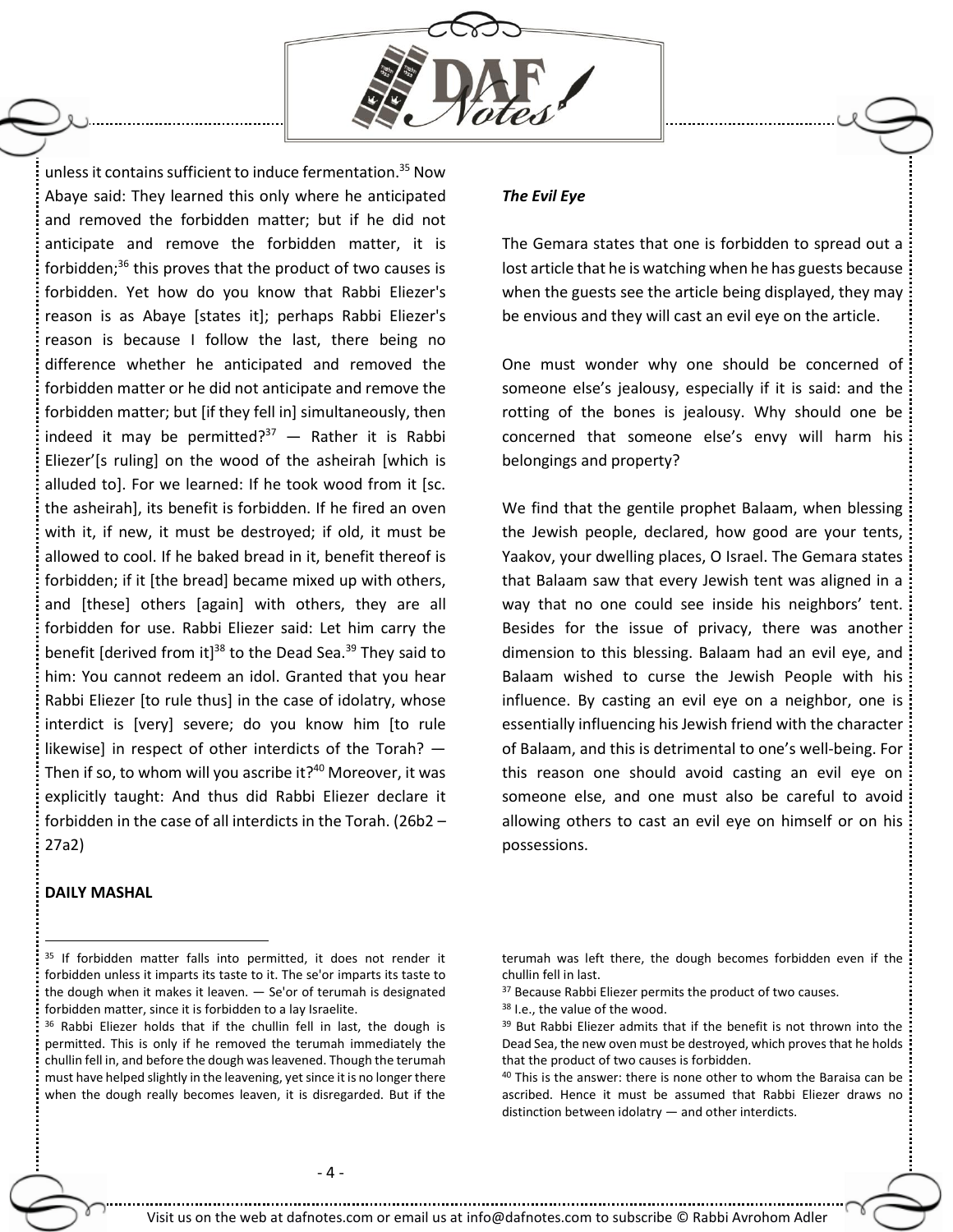unless it contains sufficient to induce fermentation.[35] Now Abaye said: They learned this only where he anticipated and removed the forbidden matter; but if he did not anticipate and remove the forbidden matter, it is forbidden;[36] this proves that the product of two causes is forbidden. Yet how do you know that Rabbi Eliezer's reason is as Abaye [states it]; perhaps Rabbi Eliezer's reason is because I follow the last, there being no difference whether he anticipated and removed the forbidden matter or he did not anticipate and remove the forbidden matter; but [if they fell in] simultaneously, then indeed it may be permitted?[37] — Rather it is Rabbi Eliezer'[s ruling] on the wood of the asheirah [which is alluded to]. For we learned: If he took wood from it [sc. the asheirah], its benefit is forbidden. If he fired an oven with it, if new, it must be destroyed; if old, it must be allowed to cool. If he baked bread in it, benefit thereof is forbidden; if it [the bread] became mixed up with others, and [these] others [again] with others, they are all forbidden for use. Rabbi Eliezer said: Let him carry the benefit [derived from it][38] to the Dead Sea.[39] They said to him: You cannot redeem an idol. Granted that you hear Rabbi Eliezer [to rule thus] in the case of idolatry, whose interdict is [very] severe; do you know him [to rule likewise] in respect of other interdicts of the Torah? — Then if so, to whom will you ascribe it?[40] Moreover, it was explicitly taught: And thus did Rabbi Eliezer declare it forbidden in the case of all interdicts in the Torah. (26b2 – 27a2)

**DAILY MASHAL**

***The Evil Eye***

The Gemara states that one is forbidden to spread out a lost article that he is watching when he has guests because when the guests see the article being displayed, they may be envious and they will cast an evil eye on the article.

One must wonder why one should be concerned of someone else's jealousy, especially if it is said: and the rotting of the bones is jealousy. Why should one be concerned that someone else's envy will harm his belongings and property?

We find that the gentile prophet Balaam, when blessing the Jewish people, declared, how good are your tents, Yaakov, your dwelling places, O Israel. The Gemara states that Balaam saw that every Jewish tent was aligned in a way that no one could see inside his neighbors' tent. Besides for the issue of privacy, there was another dimension to this blessing. Balaam had an evil eye, and Balaam wished to curse the Jewish People with his influence. By casting an evil eye on a neighbor, one is essentially influencing his Jewish friend with the character of Balaam, and this is detrimental to one's well-being. For this reason one should avoid casting an evil eye on someone else, and one must also be careful to avoid allowing others to cast an evil eye on himself or on his possessions.

---

[35] If forbidden matter falls into permitted, it does not render it forbidden unless it imparts its taste to it. The se'or imparts its taste to the dough when it makes it leaven. — Se'or of terumah is designated forbidden matter, since it is forbidden to a lay Israelite.

[36] Rabbi Eliezer holds that if the chullin fell in last, the dough is permitted. This is only if he removed the terumah immediately the chullin fell in, and before the dough was leavened. Though the terumah must have helped slightly in the leavening, yet since it is no longer there when the dough really becomes leaven, it is disregarded. But if the terumah was left there, the dough becomes forbidden even if the chullin fell in last.

[37] Because Rabbi Eliezer permits the product of two causes.

[38] I.e., the value of the wood.

[39] But Rabbi Eliezer admits that if the benefit is not thrown into the Dead Sea, the new oven must be destroyed, which proves that he holds that the product of two causes is forbidden.

[40] This is the answer: there is none other to whom the Baraisa can be ascribed. Hence it must be assumed that Rabbi Eliezer draws no distinction between idolatry — and other interdicts.